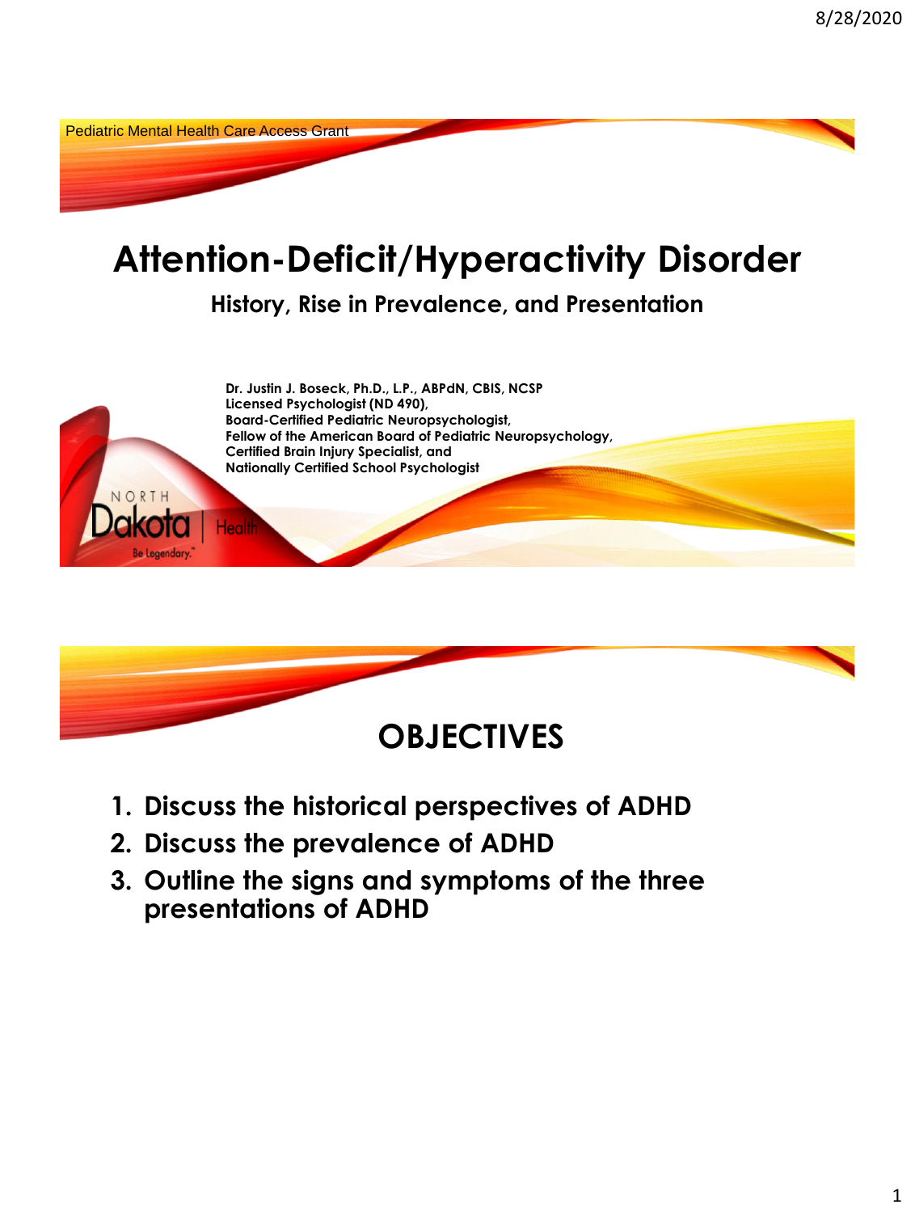Pediatric Mental Health Care Access Grant

# Attention-Deficit/Hyperactivity Disorder

## History, Rise in Prevalence, and Presentation

**Dr. Justin J. Boseck, Ph.D., L.P., ABPdN, CBIS, NCSP**
**Licensed Psychologist (ND 490),**
**Board-Certified Pediatric Neuropsychologist,**
**Fellow of the American Board of Pediatric Neuropsychology,**
**Certified Brain Injury Specialist, and**
**Nationally Certified School Psychologist**

NORTH Dakota | Health
Be Legendary.

# OBJECTIVES

1. **Discuss the historical perspectives of ADHD**
2. **Discuss the prevalence of ADHD**
3. **Outline the signs and symptoms of the three presentations of ADHD**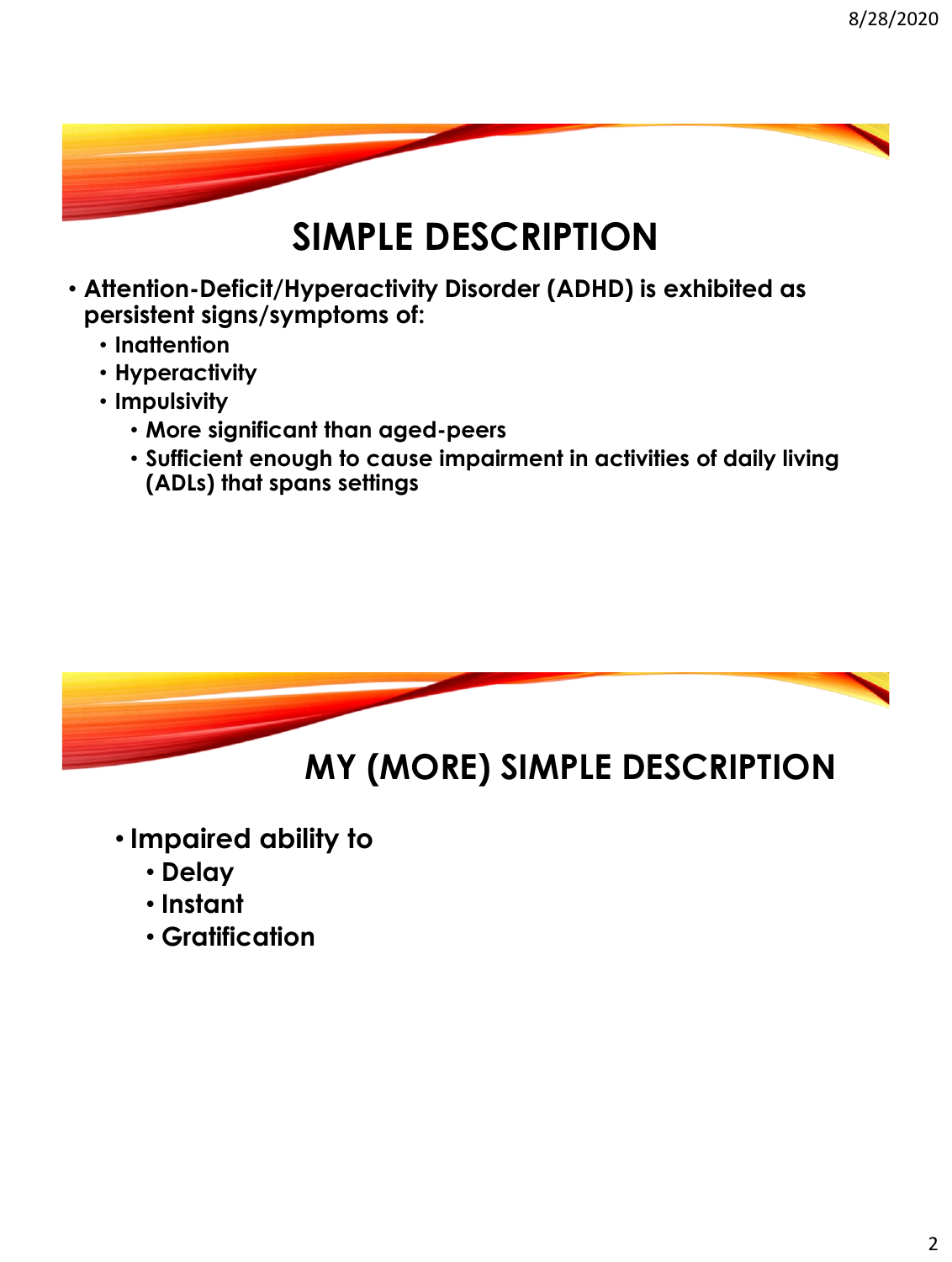## SIMPLE DESCRIPTION

- Attention-Deficit/Hyperactivity Disorder (ADHD) is exhibited as persistent signs/symptoms of:
  - Inattention
  - Hyperactivity
  - Impulsivity
    - More significant than aged-peers
    - Sufficient enough to cause impairment in activities of daily living (ADLs) that spans settings

## MY (MORE) SIMPLE DESCRIPTION

- Impaired ability to
  - Delay
  - Instant
  - Gratification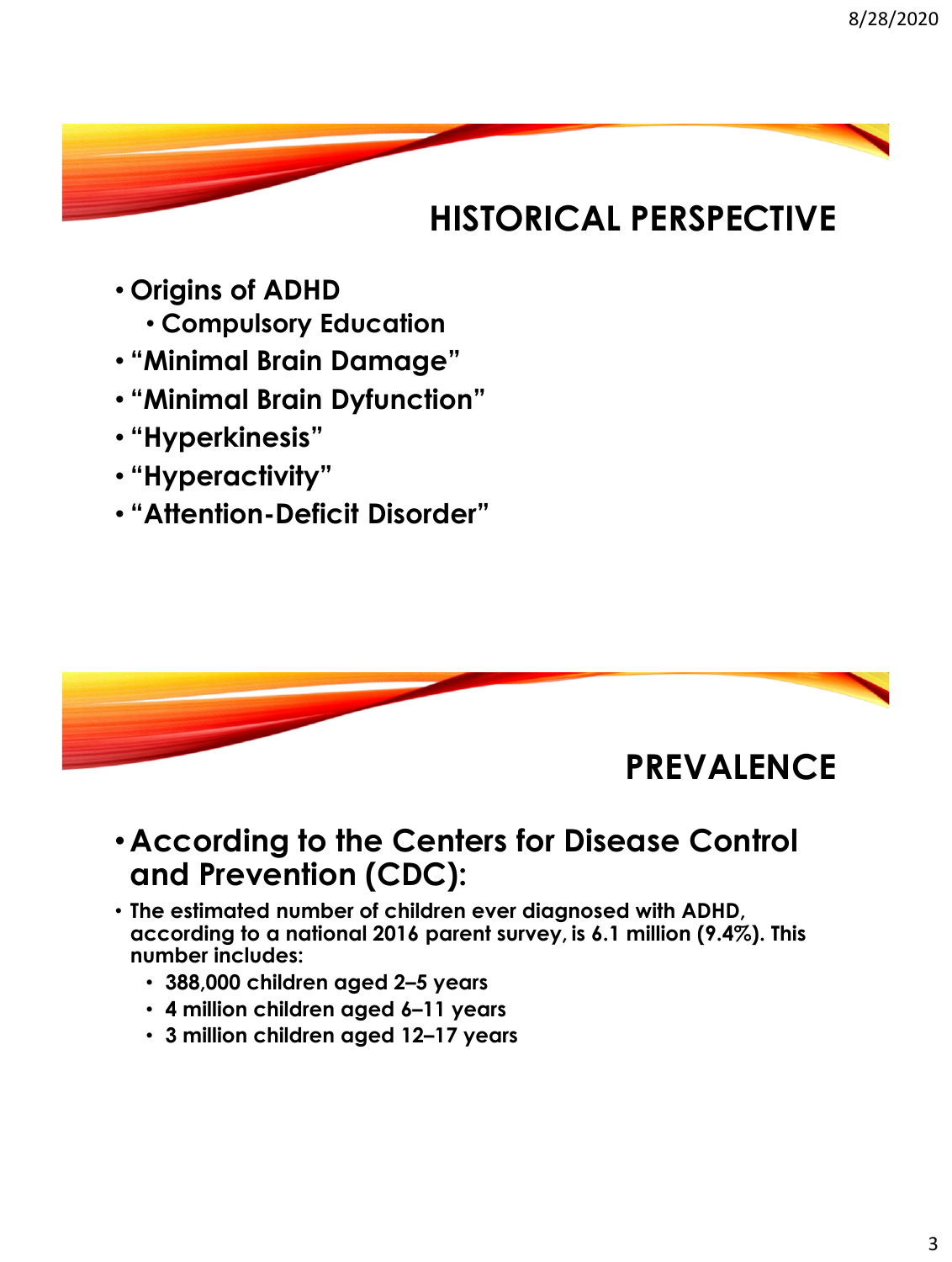## HISTORICAL PERSPECTIVE

- **Origins of ADHD**
  - **Compulsory Education**
- **“Minimal Brain Damage”**
- **“Minimal Brain Dyfunction”**
- **“Hyperkinesis”**
- **“Hyperactivity”**
- **“Attention-Deficit Disorder”**

## PREVALENCE

- **According to the Centers for Disease Control and Prevention (CDC):**
- **The estimated number of children ever diagnosed with ADHD, according to a national 2016 parent survey, is 6.1 million (9.4%). This number includes:**
  - **388,000 children aged 2–5 years**
  - **4 million children aged 6–11 years**
  - **3 million children aged 12–17 years**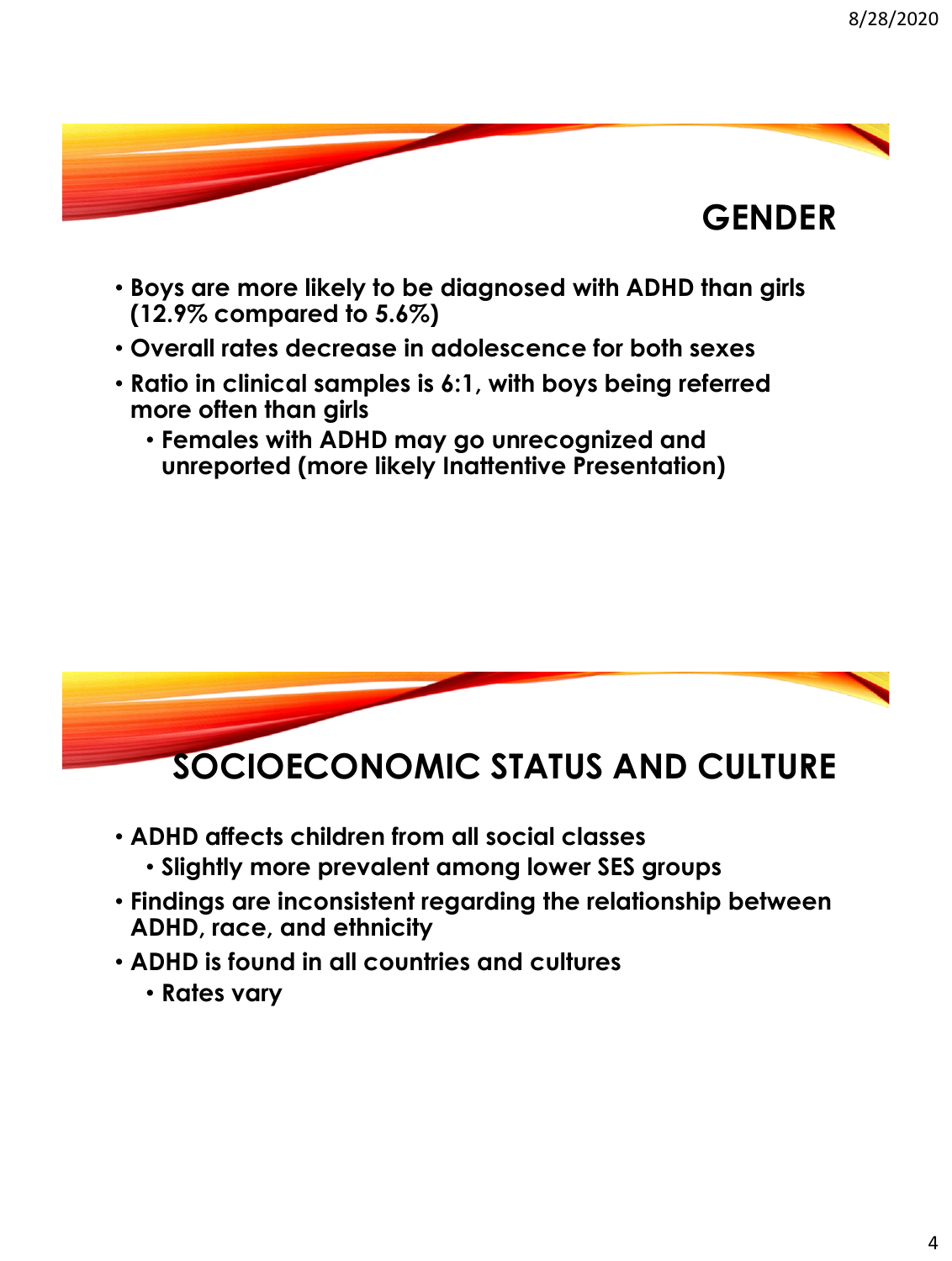## GENDER

- Boys are more likely to be diagnosed with ADHD than girls (12.9% compared to 5.6%)
- Overall rates decrease in adolescence for both sexes
- Ratio in clinical samples is 6:1, with boys being referred more often than girls
  - Females with ADHD may go unrecognized and unreported (more likely Inattentive Presentation)

## SOCIOECONOMIC STATUS AND CULTURE

- ADHD affects children from all social classes
  - Slightly more prevalent among lower SES groups
- Findings are inconsistent regarding the relationship between ADHD, race, and ethnicity
- ADHD is found in all countries and cultures
  - Rates vary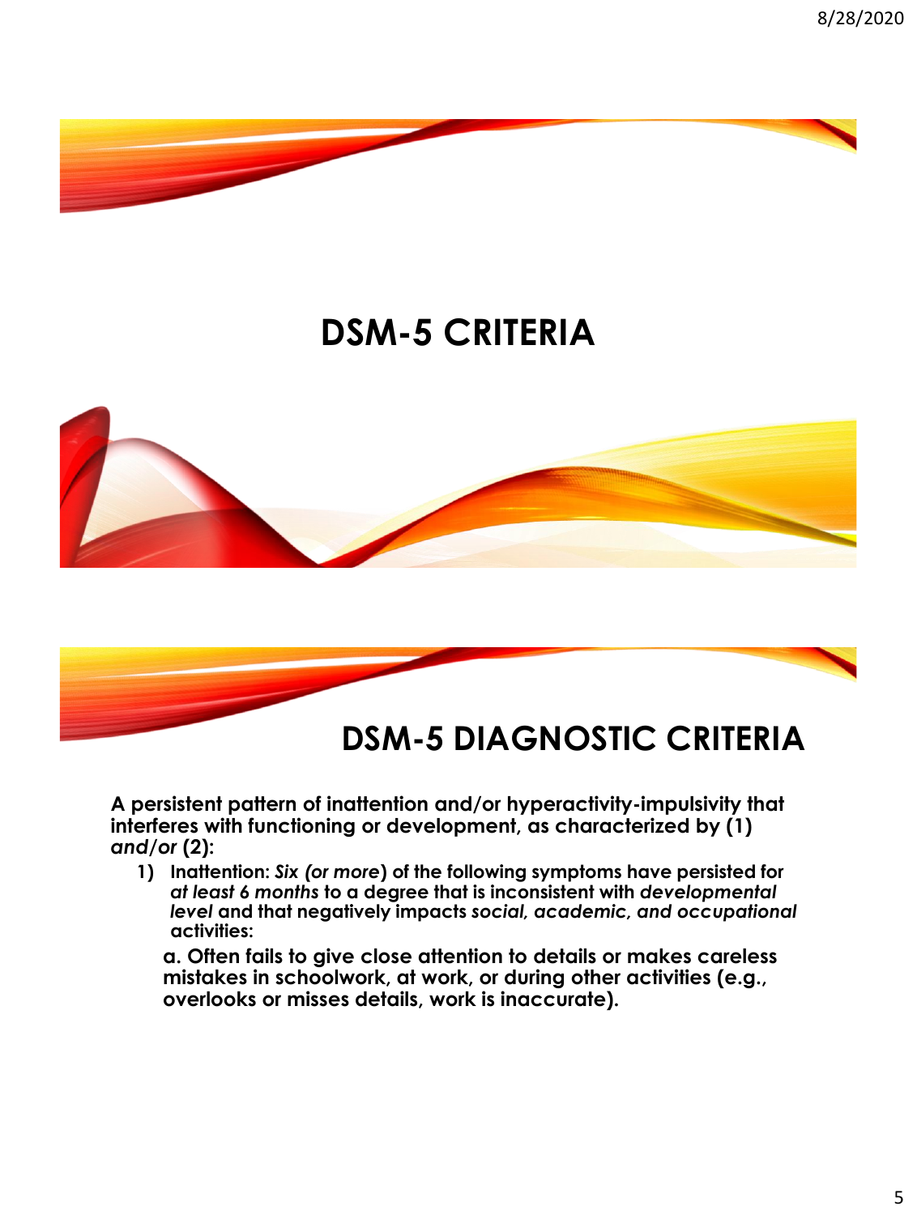# DSM-5 CRITERIA

## DSM-5 DIAGNOSTIC CRITERIA

**A persistent pattern of inattention and/or hyperactivity-impulsivity that interferes with functioning or development, as characterized by (1) *and/or* (2):**

1) **Inattention: *Six (or more*) of the following symptoms have persisted for *at least 6 months* to a degree that is inconsistent with *developmental level* and that negatively impacts *social, academic, and occupational* activities:**

   **a. Often fails to give close attention to details or makes careless mistakes in schoolwork, at work, or during other activities (e.g., overlooks or misses details, work is inaccurate).**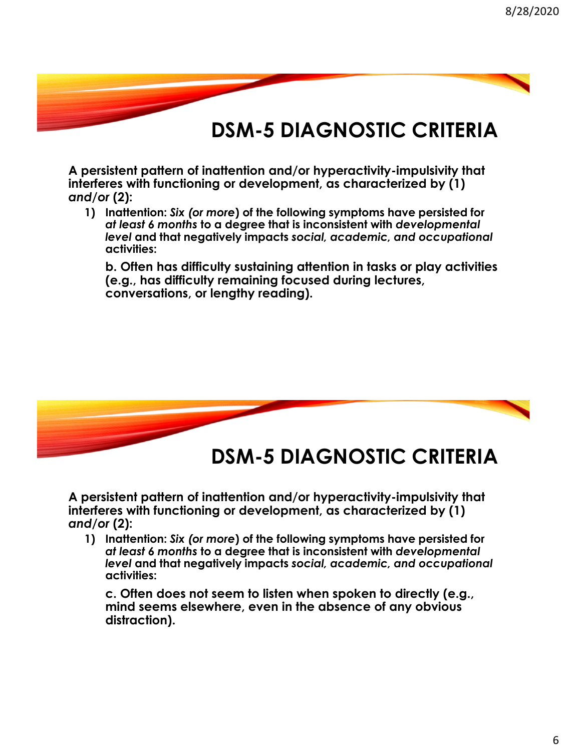# DSM-5 DIAGNOSTIC CRITERIA

**A persistent pattern of inattention and/or hyperactivity-impulsivity that interferes with functioning or development, as characterized by (1) *and/or* (2):**

1) **Inattention: *Six (or more*) of the following symptoms have persisted for *at least 6 months* to a degree that is inconsistent with *developmental level* and that negatively impacts *social, academic, and occupational* activities:**

   **b. Often has difficulty sustaining attention in tasks or play activities (e.g., has difficulty remaining focused during lectures, conversations, or lengthy reading).**

# DSM-5 DIAGNOSTIC CRITERIA

**A persistent pattern of inattention and/or hyperactivity-impulsivity that interferes with functioning or development, as characterized by (1) *and/or* (2):**

1) **Inattention: *Six (or more*) of the following symptoms have persisted for *at least 6 months* to a degree that is inconsistent with *developmental level* and that negatively impacts *social, academic, and occupational* activities:**

   **c. Often does not seem to listen when spoken to directly (e.g., mind seems elsewhere, even in the absence of any obvious distraction).**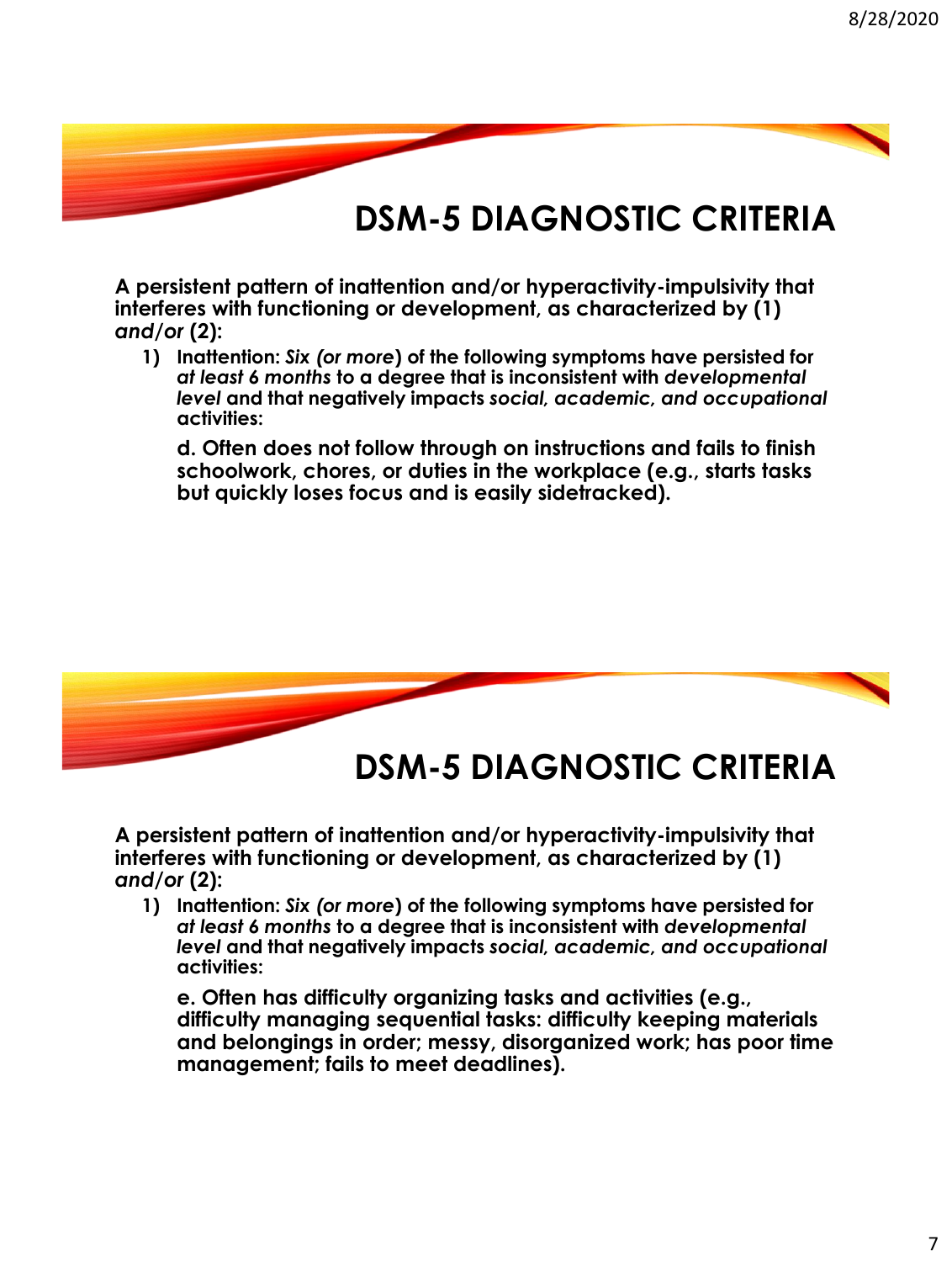# DSM-5 DIAGNOSTIC CRITERIA

**A persistent pattern of inattention and/or hyperactivity-impulsivity that interferes with functioning or development, as characterized by (1) *and/or* (2):**

1) **Inattention:** ***Six (or more*) of the following symptoms have persisted for *at least 6 months* to a degree that is inconsistent with *developmental level* and that negatively impacts *social, academic, and occupational* activities:**

   **d. Often does not follow through on instructions and fails to finish schoolwork, chores, or duties in the workplace (e.g., starts tasks but quickly loses focus and is easily sidetracked).**

# DSM-5 DIAGNOSTIC CRITERIA

**A persistent pattern of inattention and/or hyperactivity-impulsivity that interferes with functioning or development, as characterized by (1) *and/or* (2):**

1) **Inattention:** ***Six (or more*) of the following symptoms have persisted for *at least 6 months* to a degree that is inconsistent with *developmental level* and that negatively impacts *social, academic, and occupational* activities:**

   **e. Often has difficulty organizing tasks and activities (e.g., difficulty managing sequential tasks: difficulty keeping materials and belongings in order; messy, disorganized work; has poor time management; fails to meet deadlines).**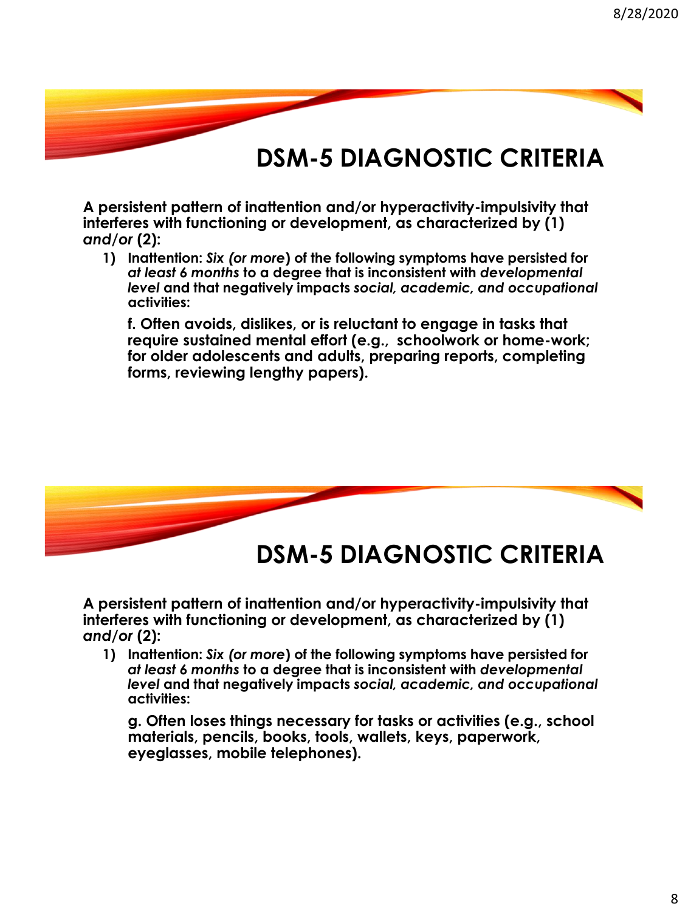# DSM-5 DIAGNOSTIC CRITERIA

**A persistent pattern of inattention and/or hyperactivity-impulsivity that interferes with functioning or development, as characterized by (1) *and/or* (2):**

1) **Inattention:** ***Six (or more*) of the following symptoms have persisted for *at least 6 months* to a degree that is inconsistent with *developmental level* and that negatively impacts *social, academic, and occupational* activities:**

   **f. Often avoids, dislikes, or is reluctant to engage in tasks that require sustained mental effort (e.g., schoolwork or home-work; for older adolescents and adults, preparing reports, completing forms, reviewing lengthy papers).**

# DSM-5 DIAGNOSTIC CRITERIA

**A persistent pattern of inattention and/or hyperactivity-impulsivity that interferes with functioning or development, as characterized by (1) *and/or* (2):**

1) **Inattention:** ***Six (or more*) of the following symptoms have persisted for *at least 6 months* to a degree that is inconsistent with *developmental level* and that negatively impacts *social, academic, and occupational* activities:**

   **g. Often loses things necessary for tasks or activities (e.g., school materials, pencils, books, tools, wallets, keys, paperwork, eyeglasses, mobile telephones).**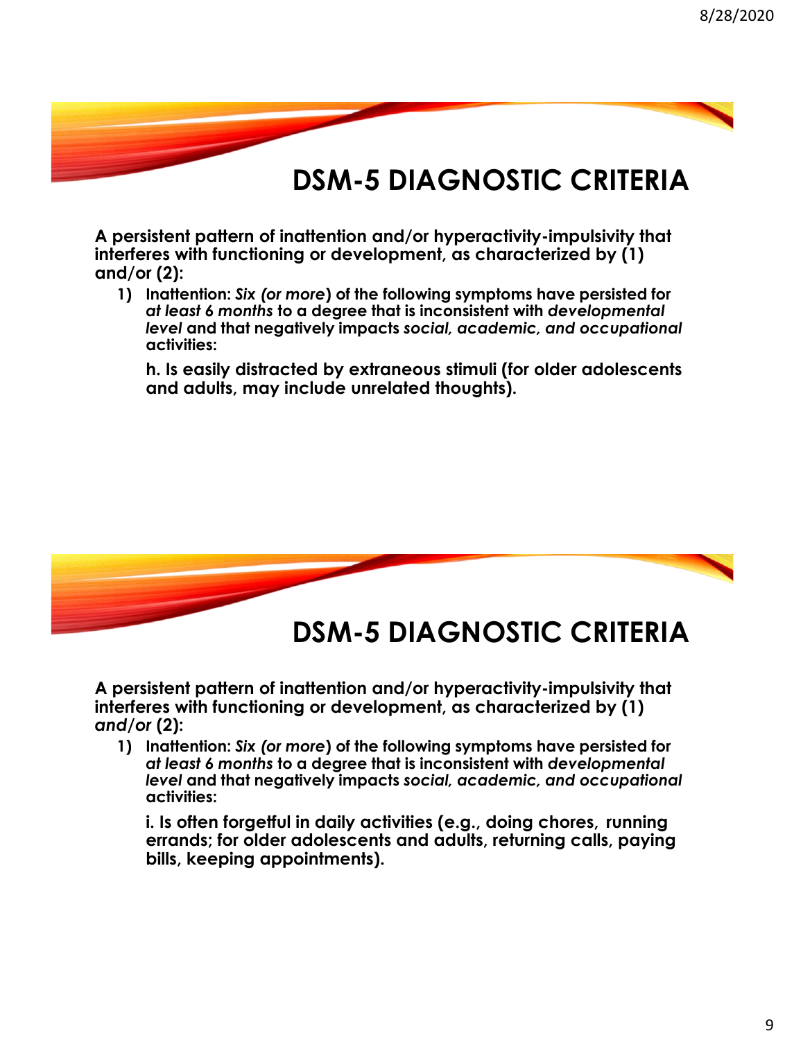# DSM-5 DIAGNOSTIC CRITERIA

**A persistent pattern of inattention and/or hyperactivity-impulsivity that interferes with functioning or development, as characterized by (1) and/or (2):**

1) **Inattention:** ***Six (or more*) of the following symptoms have persisted for *at least 6 months* to a degree that is inconsistent with *developmental level* and that negatively impacts *social, academic, and occupational* activities:**

   **h. Is easily distracted by extraneous stimuli (for older adolescents and adults, may include unrelated thoughts).**

# DSM-5 DIAGNOSTIC CRITERIA

**A persistent pattern of inattention and/or hyperactivity-impulsivity that interferes with functioning or development, as characterized by (1) *and/or* (2):**

1) **Inattention:** ***Six (or more*) of the following symptoms have persisted for *at least 6 months* to a degree that is inconsistent with *developmental level* and that negatively impacts *social, academic, and occupational* activities:**

   **i. Is often forgetful in daily activities (e.g., doing chores, running errands; for older adolescents and adults, returning calls, paying bills, keeping appointments).**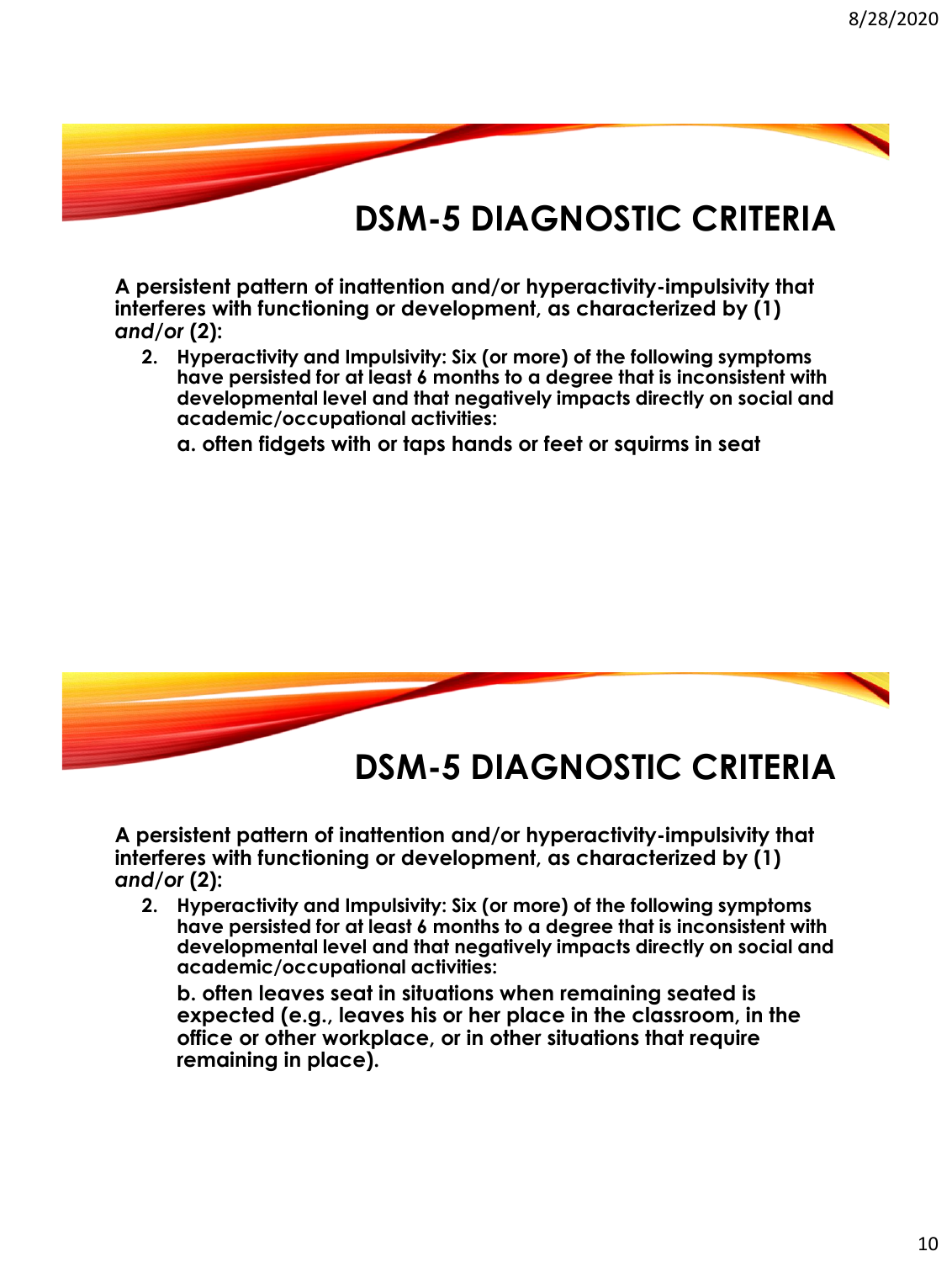# DSM-5 DIAGNOSTIC CRITERIA

**A persistent pattern of inattention and/or hyperactivity-impulsivity that interferes with functioning or development, as characterized by (1)** ***and/or*** **(2):**

2. **Hyperactivity and Impulsivity: Six (or more) of the following symptoms have persisted for at least 6 months to a degree that is inconsistent with developmental level and that negatively impacts directly on social and academic/occupational activities:**

   **a. often fidgets with or taps hands or feet or squirms in seat**

# DSM-5 DIAGNOSTIC CRITERIA

**A persistent pattern of inattention and/or hyperactivity-impulsivity that interferes with functioning or development, as characterized by (1)** ***and/or*** **(2):**

2. **Hyperactivity and Impulsivity: Six (or more) of the following symptoms have persisted for at least 6 months to a degree that is inconsistent with developmental level and that negatively impacts directly on social and academic/occupational activities:**

   **b. often leaves seat in situations when remaining seated is expected (e.g., leaves his or her place in the classroom, in the office or other workplace, or in other situations that require remaining in place).**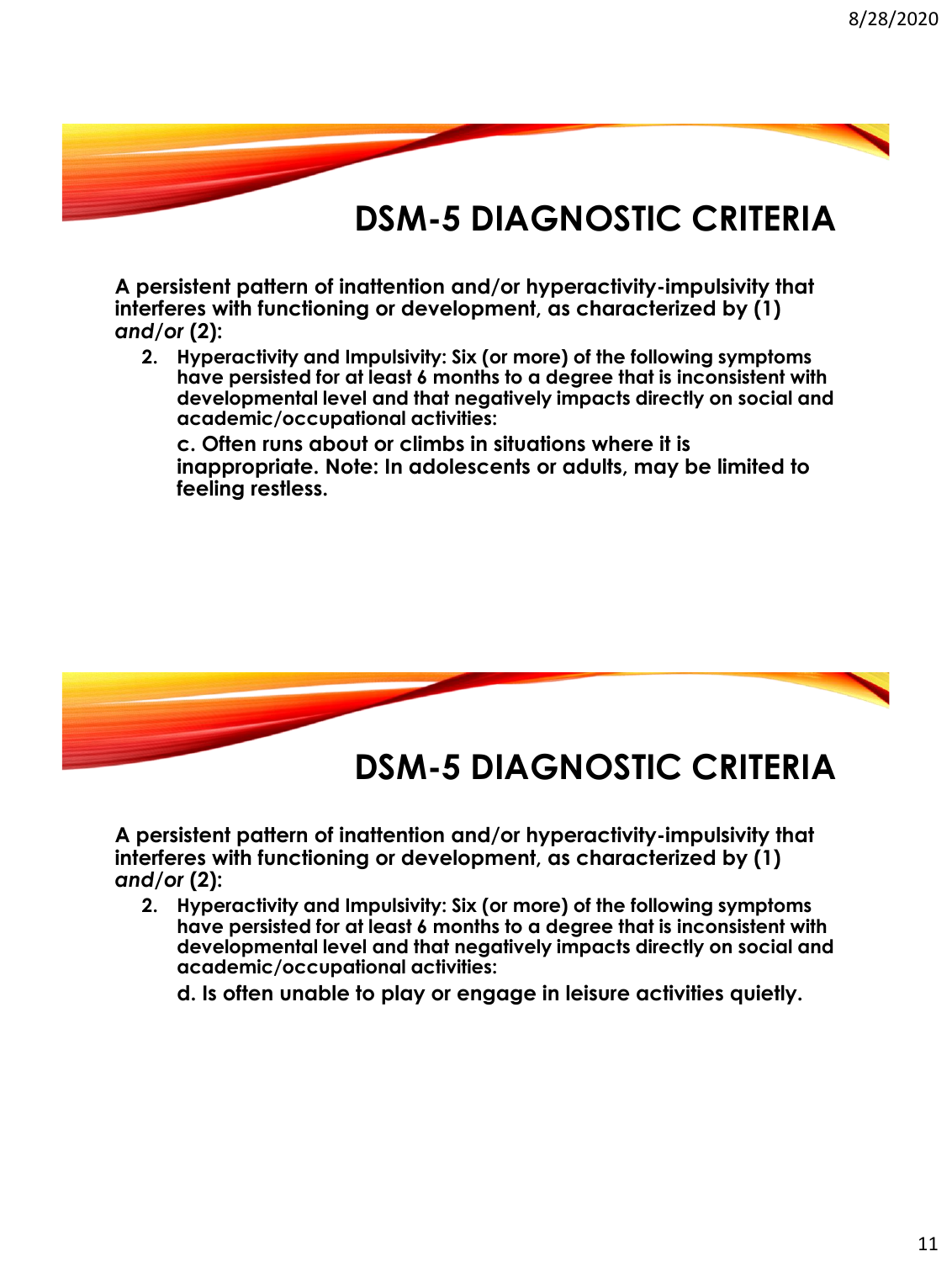# DSM-5 DIAGNOSTIC CRITERIA

**A persistent pattern of inattention and/or hyperactivity-impulsivity that interferes with functioning or development, as characterized by (1) *and/or* (2):**

2. **Hyperactivity and Impulsivity: Six (or more) of the following symptoms have persisted for at least 6 months to a degree that is inconsistent with developmental level and that negatively impacts directly on social and academic/occupational activities:**

   **c. Often runs about or climbs in situations where it is inappropriate. Note: In adolescents or adults, may be limited to feeling restless.**

# DSM-5 DIAGNOSTIC CRITERIA

**A persistent pattern of inattention and/or hyperactivity-impulsivity that interferes with functioning or development, as characterized by (1) *and/or* (2):**

2. **Hyperactivity and Impulsivity: Six (or more) of the following symptoms have persisted for at least 6 months to a degree that is inconsistent with developmental level and that negatively impacts directly on social and academic/occupational activities:**

   **d. Is often unable to play or engage in leisure activities quietly.**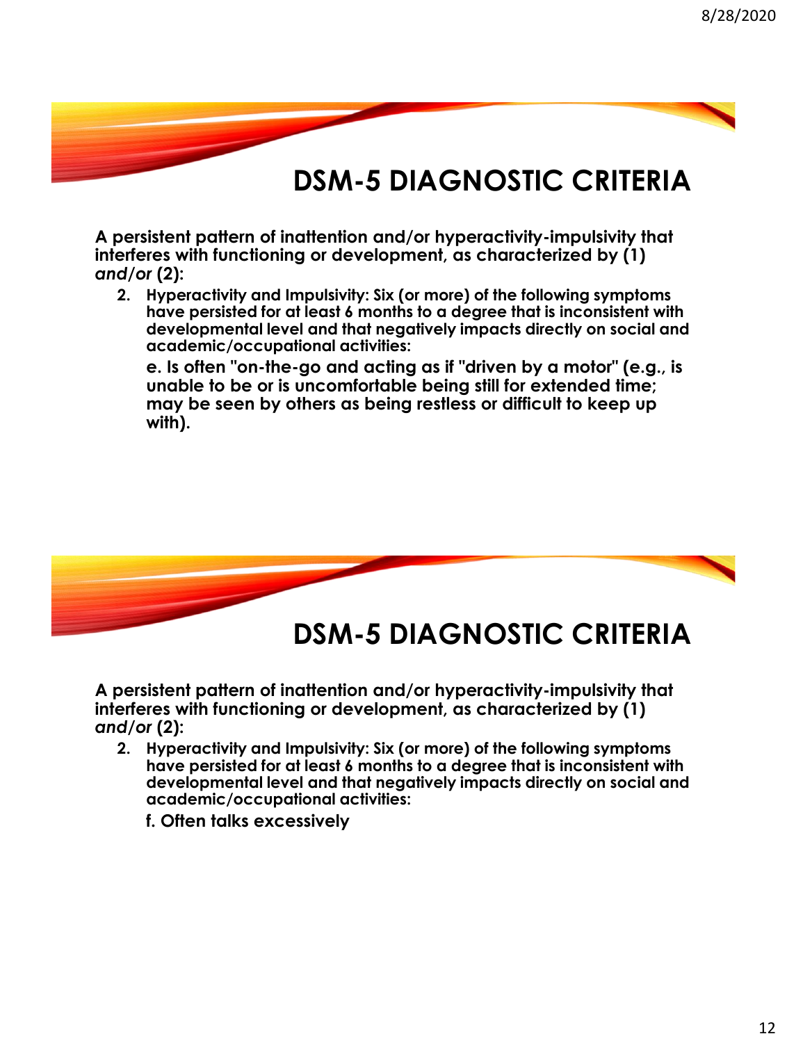# DSM-5 DIAGNOSTIC CRITERIA

**A persistent pattern of inattention and/or hyperactivity-impulsivity that interferes with functioning or development, as characterized by (1) *and/or* (2):**

2. **Hyperactivity and Impulsivity: Six (or more) of the following symptoms have persisted for at least 6 months to a degree that is inconsistent with developmental level and that negatively impacts directly on social and academic/occupational activities:**

   **e. Is often "on-the-go and acting as if "driven by a motor" (e.g., is unable to be or is uncomfortable being still for extended time; may be seen by others as being restless or difficult to keep up with).**

# DSM-5 DIAGNOSTIC CRITERIA

**A persistent pattern of inattention and/or hyperactivity-impulsivity that interferes with functioning or development, as characterized by (1) *and/or* (2):**

2. **Hyperactivity and Impulsivity: Six (or more) of the following symptoms have persisted for at least 6 months to a degree that is inconsistent with developmental level and that negatively impacts directly on social and academic/occupational activities:**

   **f. Often talks excessively**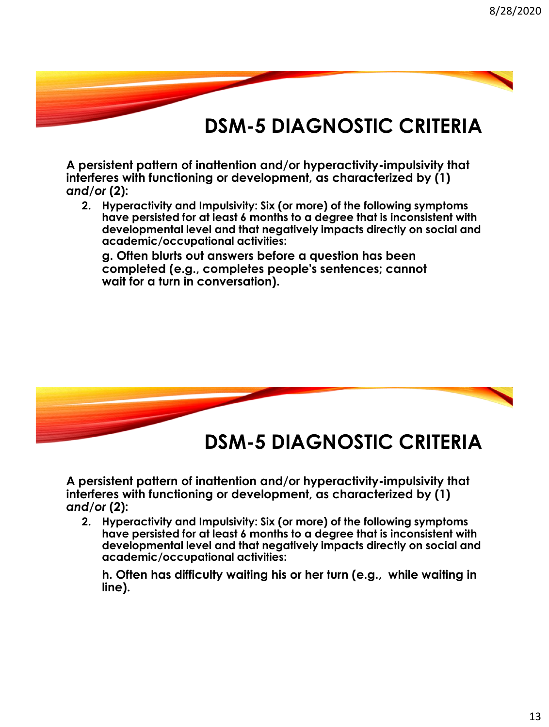# DSM-5 DIAGNOSTIC CRITERIA

**A persistent pattern of inattention and/or hyperactivity-impulsivity that interferes with functioning or development, as characterized by (1)** ***and/or*** **(2):**

2. **Hyperactivity and Impulsivity: Six (or more) of the following symptoms have persisted for at least 6 months to a degree that is inconsistent with developmental level and that negatively impacts directly on social and academic/occupational activities:**

   **g. Often blurts out answers before a question has been completed (e.g., completes people's sentences; cannot wait for a turn in conversation).**

# DSM-5 DIAGNOSTIC CRITERIA

**A persistent pattern of inattention and/or hyperactivity-impulsivity that interferes with functioning or development, as characterized by (1)** ***and/or*** **(2):**

2. **Hyperactivity and Impulsivity: Six (or more) of the following symptoms have persisted for at least 6 months to a degree that is inconsistent with developmental level and that negatively impacts directly on social and academic/occupational activities:**

   **h. Often has difficulty waiting his or her turn (e.g., while waiting in line).**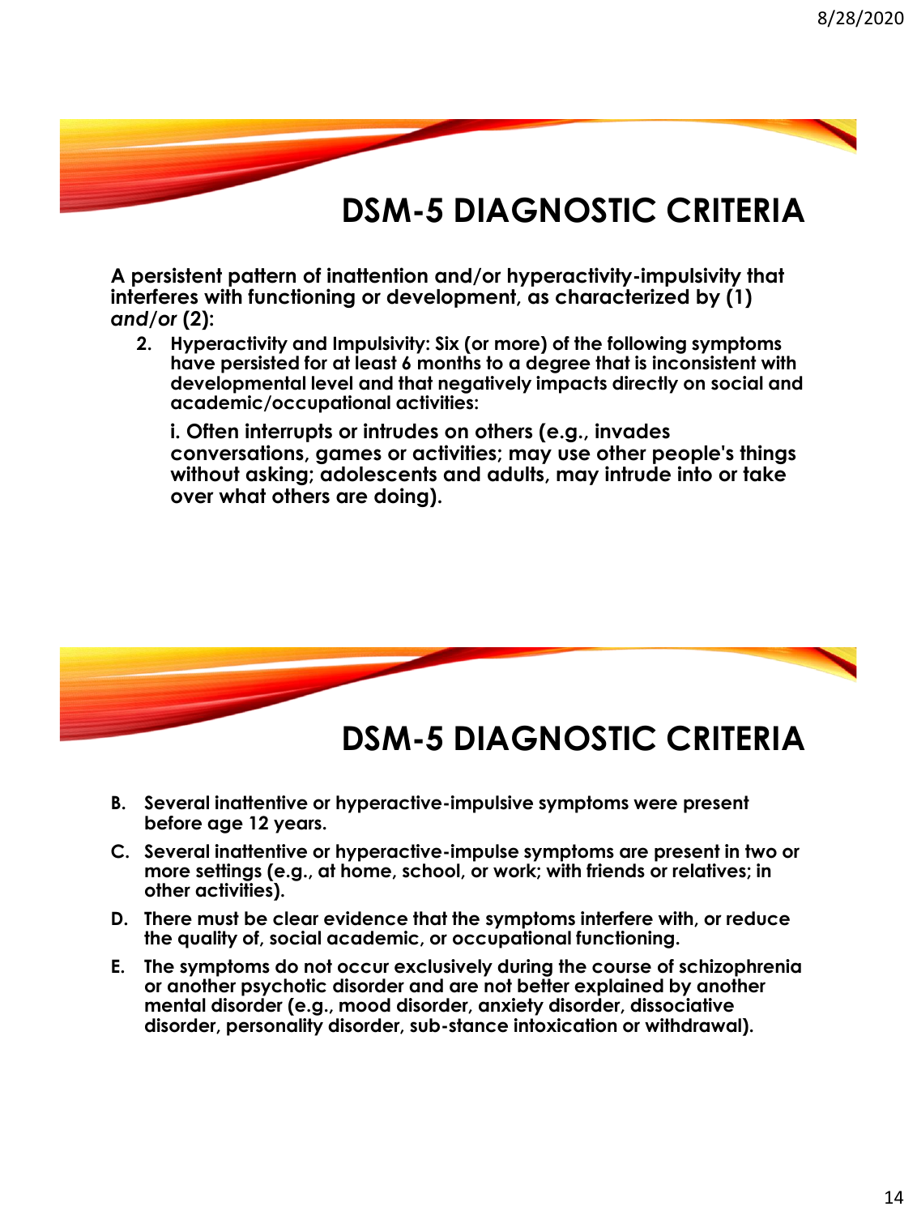# DSM-5 DIAGNOSTIC CRITERIA

**A persistent pattern of inattention and/or hyperactivity-impulsivity that interferes with functioning or development, as characterized by (1) *and/or* (2):**

2. **Hyperactivity and Impulsivity: Six (or more) of the following symptoms have persisted for at least 6 months to a degree that is inconsistent with developmental level and that negatively impacts directly on social and academic/occupational activities:**

   **i. Often interrupts or intrudes on others (e.g., invades conversations, games or activities; may use other people's things without asking; adolescents and adults, may intrude into or take over what others are doing).**

# DSM-5 DIAGNOSTIC CRITERIA

- **B. Several inattentive or hyperactive-impulsive symptoms were present before age 12 years.**
- **C. Several inattentive or hyperactive-impulse symptoms are present in two or more settings (e.g., at home, school, or work; with friends or relatives; in other activities).**
- **D. There must be clear evidence that the symptoms interfere with, or reduce the quality of, social academic, or occupational functioning.**
- **E. The symptoms do not occur exclusively during the course of schizophrenia or another psychotic disorder and are not better explained by another mental disorder (e.g., mood disorder, anxiety disorder, dissociative disorder, personality disorder, sub-stance intoxication or withdrawal).**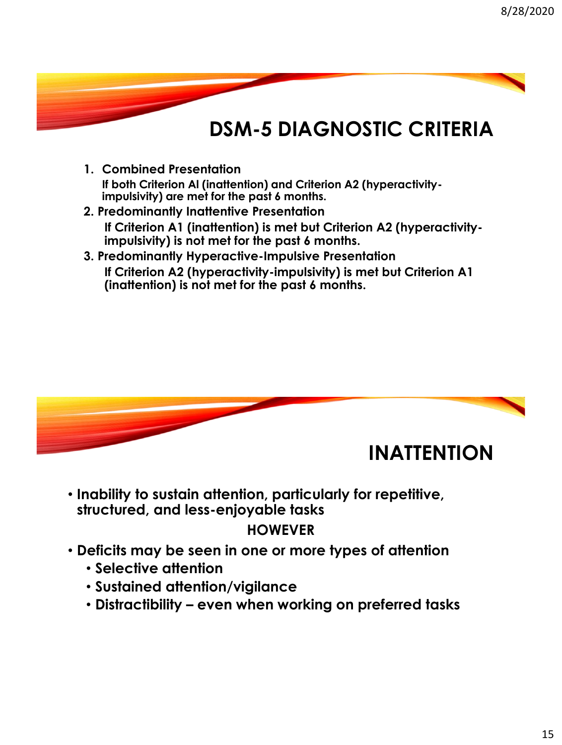# DSM-5 DIAGNOSTIC CRITERIA

1. **Combined Presentation**
   **If both Criterion AI (inattention) and Criterion A2 (hyperactivity-impulsivity) are met for the past 6 months.**
2. **Predominantly Inattentive Presentation**
   **If Criterion A1 (inattention) is met but Criterion A2 (hyperactivity-impulsivity) is not met for the past 6 months.**
3. **Predominantly Hyperactive-Impulsive Presentation**
   **If Criterion A2 (hyperactivity-impulsivity) is met but Criterion A1 (inattention) is not met for the past 6 months.**

# INATTENTION

- **Inability to sustain attention, particularly for repetitive, structured, and less-enjoyable tasks**

**HOWEVER**

- **Deficits may be seen in one or more types of attention**
  - **Selective attention**
  - **Sustained attention/vigilance**
  - **Distractibility – even when working on preferred tasks**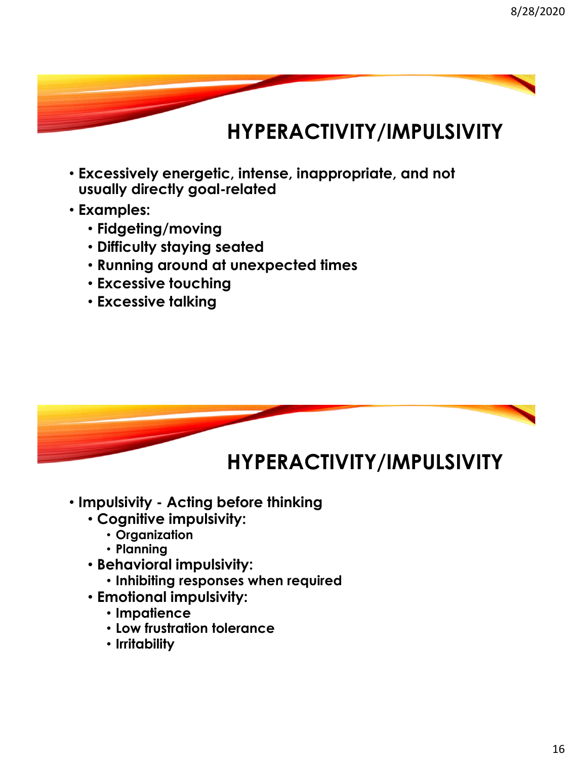## HYPERACTIVITY/IMPULSIVITY

- Excessively energetic, intense, inappropriate, and not usually directly goal-related
- Examples:
  - Fidgeting/moving
  - Difficulty staying seated
  - Running around at unexpected times
  - Excessive touching
  - Excessive talking

## HYPERACTIVITY/IMPULSIVITY

- Impulsivity - Acting before thinking
  - Cognitive impulsivity:
    - Organization
    - Planning
  - Behavioral impulsivity:
    - Inhibiting responses when required
  - Emotional impulsivity:
    - Impatience
    - Low frustration tolerance
    - Irritability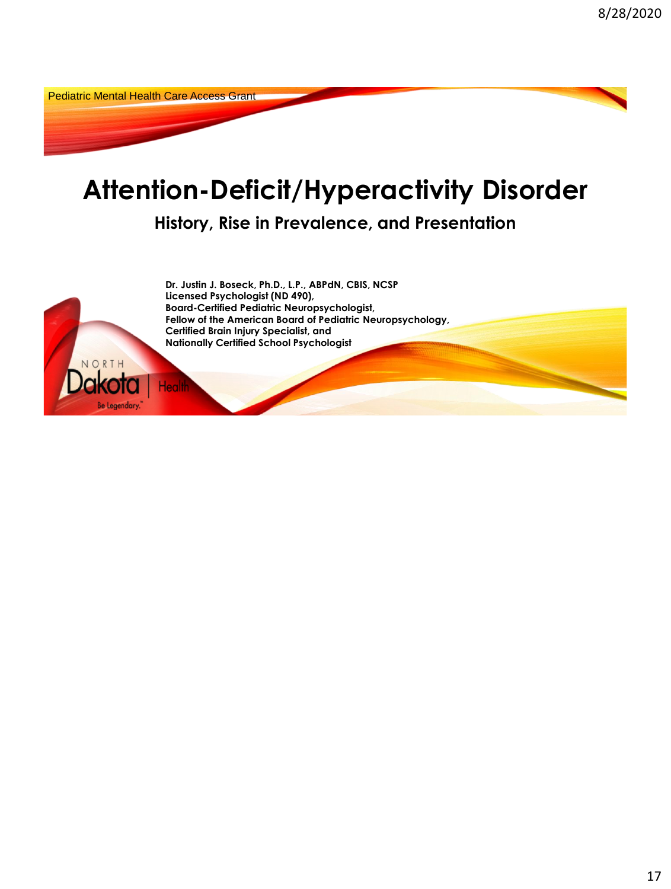Pediatric Mental Health Care Access Grant

# Attention-Deficit/Hyperactivity Disorder

## History, Rise in Prevalence, and Presentation

**Dr. Justin J. Boseck, Ph.D., L.P., ABPdN, CBIS, NCSP**
**Licensed Psychologist (ND 490),**
**Board-Certified Pediatric Neuropsychologist,**
**Fellow of the American Board of Pediatric Neuropsychology,**
**Certified Brain Injury Specialist, and**
**Nationally Certified School Psychologist**

NORTH Dakota | Health

Be Legendary.™